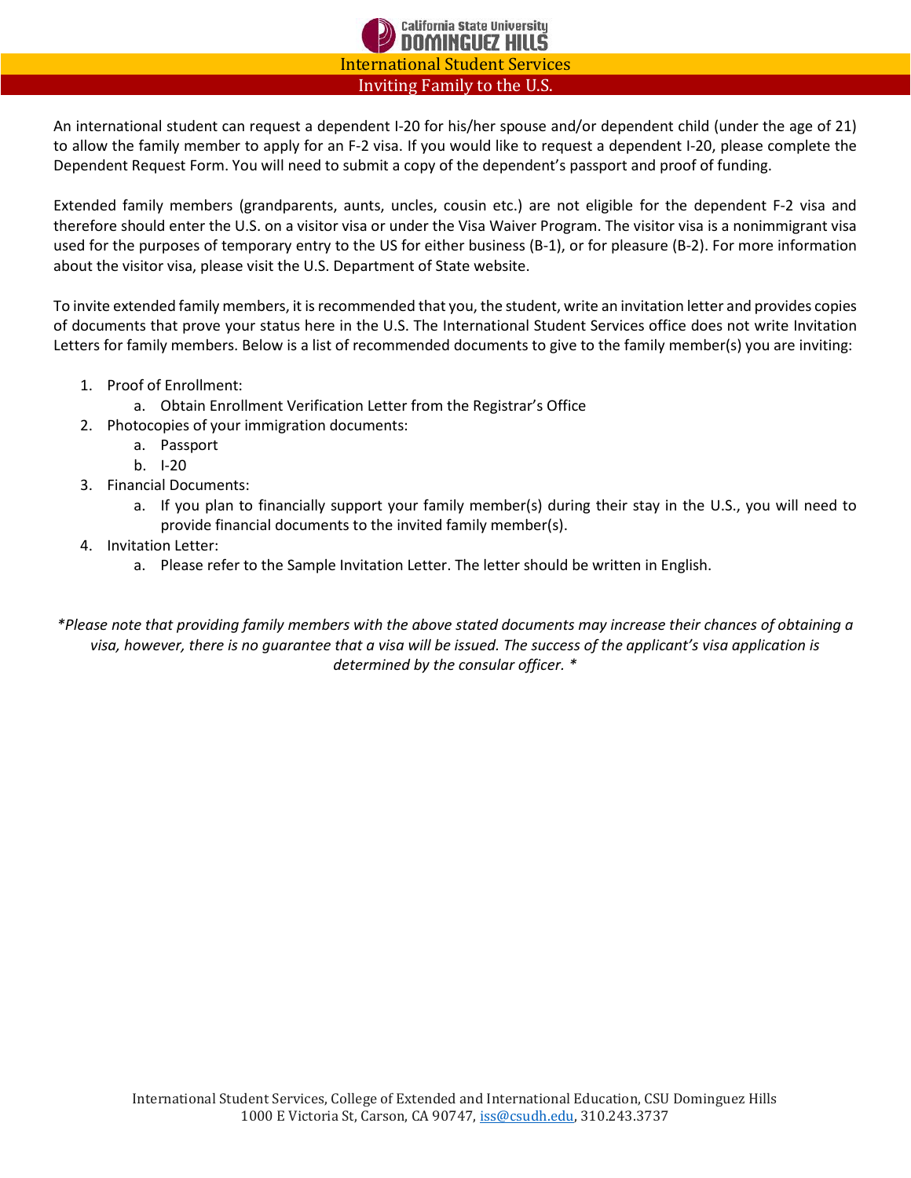# International Student Services

## Inviting Family to the U.S.

An international student can request a dependent I-20 for his/her spouse and/or dependent child (under the age of 21) to allow the family member to apply for an F-2 visa. If you would like to request a dependent I-20, please complete the Dependent Request Form. You will need to submit a copy of the dependent's passport and proof of funding.

Extended family members (grandparents, aunts, uncles, cousin etc.) are not eligible for the dependent F-2 visa and therefore should enter the U.S. on a visitor visa or under the Visa Waiver Program. The visitor visa is a nonimmigrant visa used for the purposes of temporary entry to the US for either business (B-1), or for pleasure (B-2). For more information about the visitor visa, please visit the U.S. Department of State website.

To invite extended family members, it is recommended that you, the student, write an invitation letter and provides copies of documents that prove your status here in the U.S. The International Student Services office does not write Invitation Letters for family members. Below is a list of recommended documents to give to the family member(s) you are inviting:

1. Proof of Enrollment:
   a. Obtain Enrollment Verification Letter from the Registrar's Office
2. Photocopies of your immigration documents:
   a. Passport
   b. I-20
3. Financial Documents:
   a. If you plan to financially support your family member(s) during their stay in the U.S., you will need to provide financial documents to the invited family member(s).
4. Invitation Letter:
   a. Please refer to the Sample Invitation Letter. The letter should be written in English.

*\*Please note that providing family members with the above stated documents may increase their chances of obtaining a visa, however, there is no guarantee that a visa will be issued. The success of the applicant's visa application is determined by the consular officer. \**

International Student Services, College of Extended and International Education, CSU Dominguez Hills
1000 E Victoria St, Carson, CA 90747, iss@csudh.edu, 310.243.3737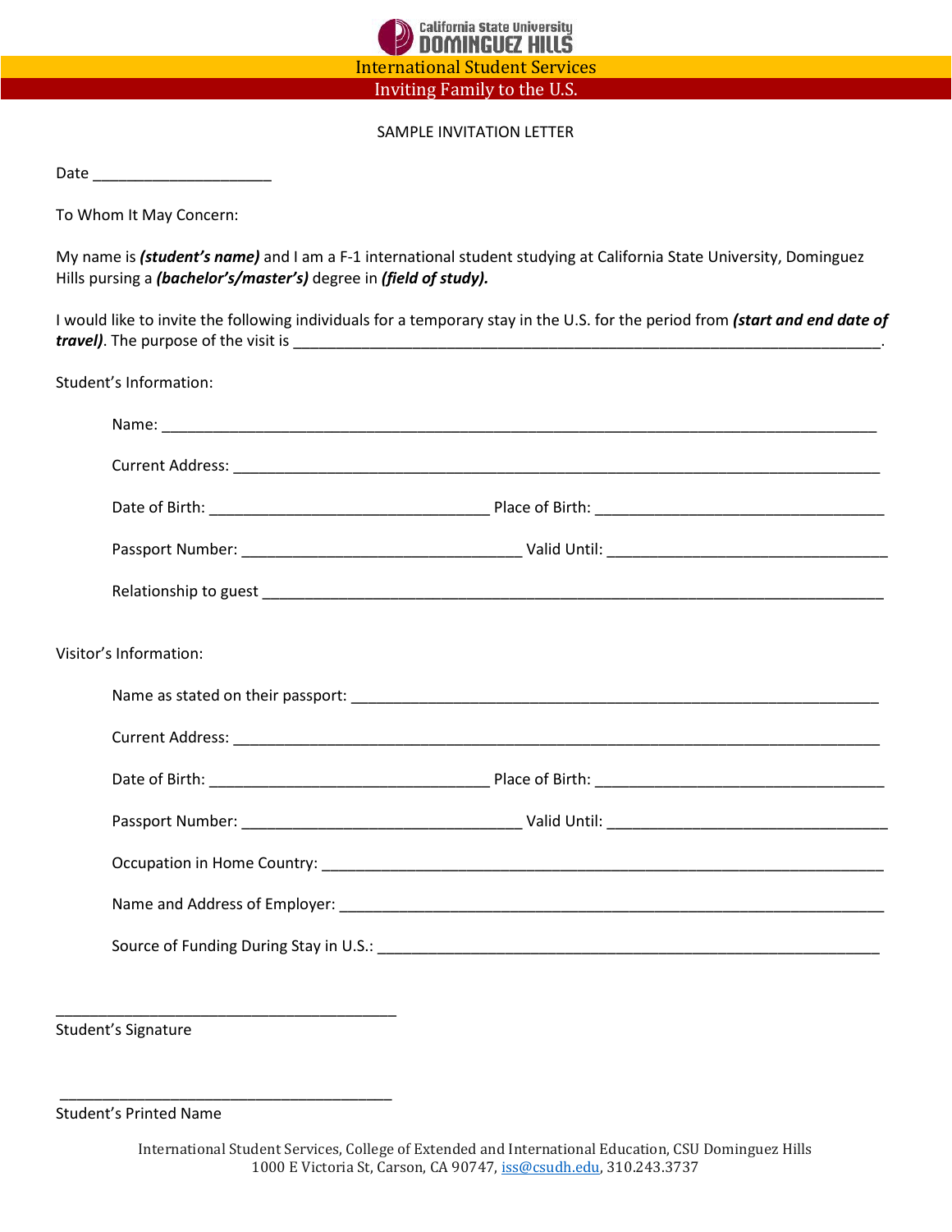California State University
DOMINGUEZ HILLS

International Student Services

Inviting Family to the U.S.

SAMPLE INVITATION LETTER

Date _____________________

To Whom It May Concern:

My name is ***(student's name)*** and I am a F-1 international student studying at California State University, Dominguez Hills pursing a ***(bachelor's/master's)*** degree in ***(field of study).***

I would like to invite the following individuals for a temporary stay in the U.S. for the period from ***(start and end date of travel)***. The purpose of the visit is ___________________________________________________________________.

Student's Information:

Name: _______________________________________________________________________________

Current Address: _______________________________________________________________________

Date of Birth: _________________________________ Place of Birth: __________________________________

Passport Number: _________________________________ Valid Until: _________________________________

Relationship to guest _____________________________________________________________________

Visitor's Information:

Name as stated on their passport: _________________________________________________________

Current Address: _______________________________________________________________________

Date of Birth: _________________________________ Place of Birth: __________________________________

Passport Number: _________________________________ Valid Until: _________________________________

Occupation in Home Country: ______________________________________________________________

Name and Address of Employer: ____________________________________________________________

Source of Funding During Stay in U.S.: _______________________________________________________

_________________________________________
Student's Signature

_________________________________________
Student's Printed Name

International Student Services, College of Extended and International Education, CSU Dominguez Hills
1000 E Victoria St, Carson, CA 90747, iss@csudh.edu, 310.243.3737